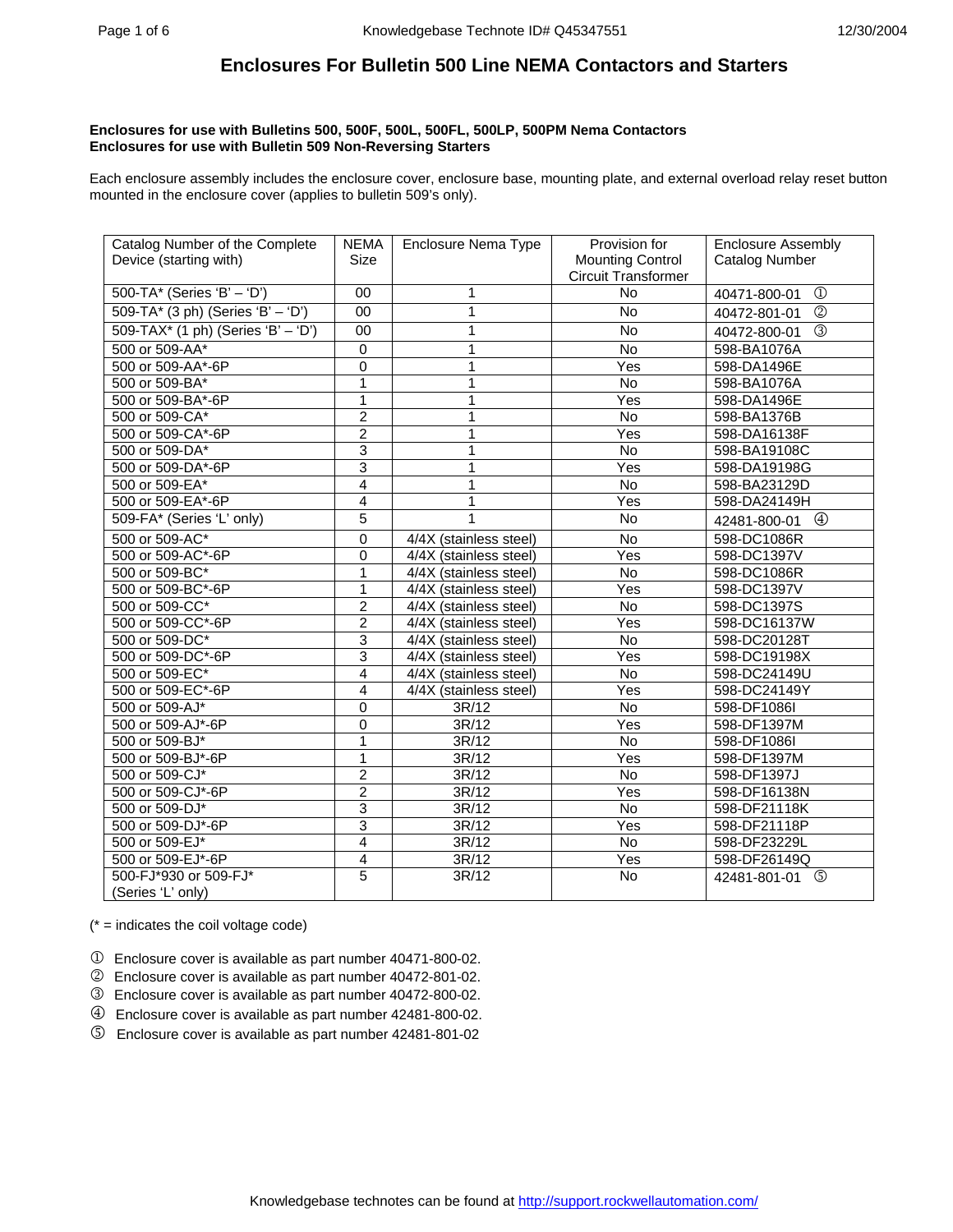# Enclosures For Bulletin 500 Line NEMA Contactors and Starters

**Enclosures for use with Bulletins 500, 500F, 500L, 500FL, 500LP, 500PM Nema Contactors**
**Enclosures for use with Bulletin 509 Non-Reversing Starters**

Each enclosure assembly includes the enclosure cover, enclosure base, mounting plate, and external overload relay reset button mounted in the enclosure cover (applies to bulletin 509's only).

| Catalog Number of the Complete Device (starting with) | NEMA Size | Enclosure Nema Type | Provision for Mounting Control Circuit Transformer | Enclosure Assembly Catalog Number |
|---|---|---|---|---|
| 500-TA* (Series 'B' – 'D') | 00 | 1 | No | 40471-800-01 ① |
| 509-TA* (3 ph) (Series 'B' – 'D') | 00 | 1 | No | 40472-801-01 ② |
| 509-TAX* (1 ph) (Series 'B' – 'D') | 00 | 1 | No | 40472-800-01 ③ |
| 500 or 509-AA* | 0 | 1 | No | 598-BA1076A |
| 500 or 509-AA*-6P | 0 | 1 | Yes | 598-DA1496E |
| 500 or 509-BA* | 1 | 1 | No | 598-BA1076A |
| 500 or 509-BA*-6P | 1 | 1 | Yes | 598-DA1496E |
| 500 or 509-CA* | 2 | 1 | No | 598-BA1376B |
| 500 or 509-CA*-6P | 2 | 1 | Yes | 598-DA16138F |
| 500 or 509-DA* | 3 | 1 | No | 598-BA19108C |
| 500 or 509-DA*-6P | 3 | 1 | Yes | 598-DA19198G |
| 500 or 509-EA* | 4 | 1 | No | 598-BA23129D |
| 500 or 509-EA*-6P | 4 | 1 | Yes | 598-DA24149H |
| 509-FA* (Series 'L' only) | 5 | 1 | No | 42481-800-01 ④ |
| 500 or 509-AC* | 0 | 4/4X (stainless steel) | No | 598-DC1086R |
| 500 or 509-AC*-6P | 0 | 4/4X (stainless steel) | Yes | 598-DC1397V |
| 500 or 509-BC* | 1 | 4/4X (stainless steel) | No | 598-DC1086R |
| 500 or 509-BC*-6P | 1 | 4/4X (stainless steel) | Yes | 598-DC1397V |
| 500 or 509-CC* | 2 | 4/4X (stainless steel) | No | 598-DC1397S |
| 500 or 509-CC*-6P | 2 | 4/4X (stainless steel) | Yes | 598-DC16137W |
| 500 or 509-DC* | 3 | 4/4X (stainless steel) | No | 598-DC20128T |
| 500 or 509-DC*-6P | 3 | 4/4X (stainless steel) | Yes | 598-DC19198X |
| 500 or 509-EC* | 4 | 4/4X (stainless steel) | No | 598-DC24149U |
| 500 or 509-EC*-6P | 4 | 4/4X (stainless steel) | Yes | 598-DC24149Y |
| 500 or 509-AJ* | 0 | 3R/12 | No | 598-DF1086I |
| 500 or 509-AJ*-6P | 0 | 3R/12 | Yes | 598-DF1397M |
| 500 or 509-BJ* | 1 | 3R/12 | No | 598-DF1086I |
| 500 or 509-BJ*-6P | 1 | 3R/12 | Yes | 598-DF1397M |
| 500 or 509-CJ* | 2 | 3R/12 | No | 598-DF1397J |
| 500 or 509-CJ*-6P | 2 | 3R/12 | Yes | 598-DF16138N |
| 500 or 509-DJ* | 3 | 3R/12 | No | 598-DF21118K |
| 500 or 509-DJ*-6P | 3 | 3R/12 | Yes | 598-DF21118P |
| 500 or 509-EJ* | 4 | 3R/12 | No | 598-DF23229L |
| 500 or 509-EJ*-6P | 4 | 3R/12 | Yes | 598-DF26149Q |
| 500-FJ*930 or 509-FJ* (Series 'L' only) | 5 | 3R/12 | No | 42481-801-01 ⑤ |

(* = indicates the coil voltage code)

① Enclosure cover is available as part number 40471-800-02.
② Enclosure cover is available as part number 40472-801-02.
③ Enclosure cover is available as part number 40472-800-02.
④ Enclosure cover is available as part number 42481-800-02.
⑤ Enclosure cover is available as part number 42481-801-02

Knowledgebase technotes can be found at http://support.rockwellautomation.com/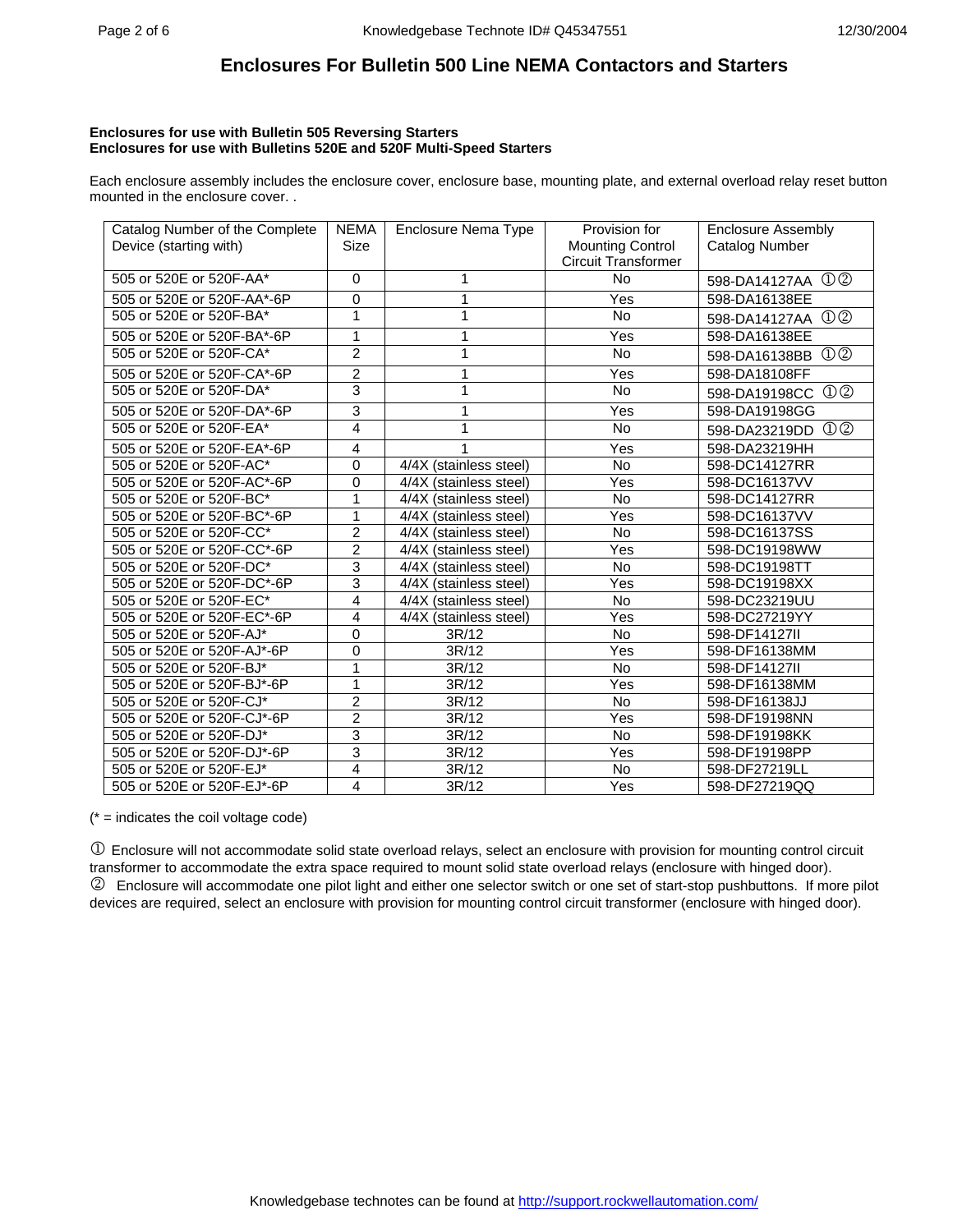## Enclosures For Bulletin 500 Line NEMA Contactors and Starters

**Enclosures for use with Bulletin 505 Reversing Starters**
**Enclosures for use with Bulletins 520E and 520F Multi-Speed Starters**

Each enclosure assembly includes the enclosure cover, enclosure base, mounting plate, and external overload relay reset button mounted in the enclosure cover. .

| Catalog Number of the Complete Device (starting with) | NEMA Size | Enclosure Nema Type | Provision for Mounting Control Circuit Transformer | Enclosure Assembly Catalog Number |
|---|---|---|---|---|
| 505 or 520E or 520F-AA* | 0 | 1 | No | 598-DA14127AA ①② |
| 505 or 520E or 520F-AA*-6P | 0 | 1 | Yes | 598-DA16138EE |
| 505 or 520E or 520F-BA* | 1 | 1 | No | 598-DA14127AA ①② |
| 505 or 520E or 520F-BA*-6P | 1 | 1 | Yes | 598-DA16138EE |
| 505 or 520E or 520F-CA* | 2 | 1 | No | 598-DA16138BB ①② |
| 505 or 520E or 520F-CA*-6P | 2 | 1 | Yes | 598-DA18108FF |
| 505 or 520E or 520F-DA* | 3 | 1 | No | 598-DA19198CC ①② |
| 505 or 520E or 520F-DA*-6P | 3 | 1 | Yes | 598-DA19198GG |
| 505 or 520E or 520F-EA* | 4 | 1 | No | 598-DA23219DD ①② |
| 505 or 520E or 520F-EA*-6P | 4 | 1 | Yes | 598-DA23219HH |
| 505 or 520E or 520F-AC* | 0 | 4/4X (stainless steel) | No | 598-DC14127RR |
| 505 or 520E or 520F-AC*-6P | 0 | 4/4X (stainless steel) | Yes | 598-DC16137VV |
| 505 or 520E or 520F-BC* | 1 | 4/4X (stainless steel) | No | 598-DC14127RR |
| 505 or 520E or 520F-BC*-6P | 1 | 4/4X (stainless steel) | Yes | 598-DC16137VV |
| 505 or 520E or 520F-CC* | 2 | 4/4X (stainless steel) | No | 598-DC16137SS |
| 505 or 520E or 520F-CC*-6P | 2 | 4/4X (stainless steel) | Yes | 598-DC19198WW |
| 505 or 520E or 520F-DC* | 3 | 4/4X (stainless steel) | No | 598-DC19198TT |
| 505 or 520E or 520F-DC*-6P | 3 | 4/4X (stainless steel) | Yes | 598-DC19198XX |
| 505 or 520E or 520F-EC* | 4 | 4/4X (stainless steel) | No | 598-DC23219UU |
| 505 or 520E or 520F-EC*-6P | 4 | 4/4X (stainless steel) | Yes | 598-DC27219YY |
| 505 or 520E or 520F-AJ* | 0 | 3R/12 | No | 598-DF14127II |
| 505 or 520E or 520F-AJ*-6P | 0 | 3R/12 | Yes | 598-DF16138MM |
| 505 or 520E or 520F-BJ* | 1 | 3R/12 | No | 598-DF14127II |
| 505 or 520E or 520F-BJ*-6P | 1 | 3R/12 | Yes | 598-DF16138MM |
| 505 or 520E or 520F-CJ* | 2 | 3R/12 | No | 598-DF16138JJ |
| 505 or 520E or 520F-CJ*-6P | 2 | 3R/12 | Yes | 598-DF19198NN |
| 505 or 520E or 520F-DJ* | 3 | 3R/12 | No | 598-DF19198KK |
| 505 or 520E or 520F-DJ*-6P | 3 | 3R/12 | Yes | 598-DF19198PP |
| 505 or 520E or 520F-EJ* | 4 | 3R/12 | No | 598-DF27219LL |
| 505 or 520E or 520F-EJ*-6P | 4 | 3R/12 | Yes | 598-DF27219QQ |

(* = indicates the coil voltage code)

① Enclosure will not accommodate solid state overload relays, select an enclosure with provision for mounting control circuit transformer to accommodate the extra space required to mount solid state overload relays (enclosure with hinged door).
② Enclosure will accommodate one pilot light and either one selector switch or one set of start-stop pushbuttons. If more pilot devices are required, select an enclosure with provision for mounting control circuit transformer (enclosure with hinged door).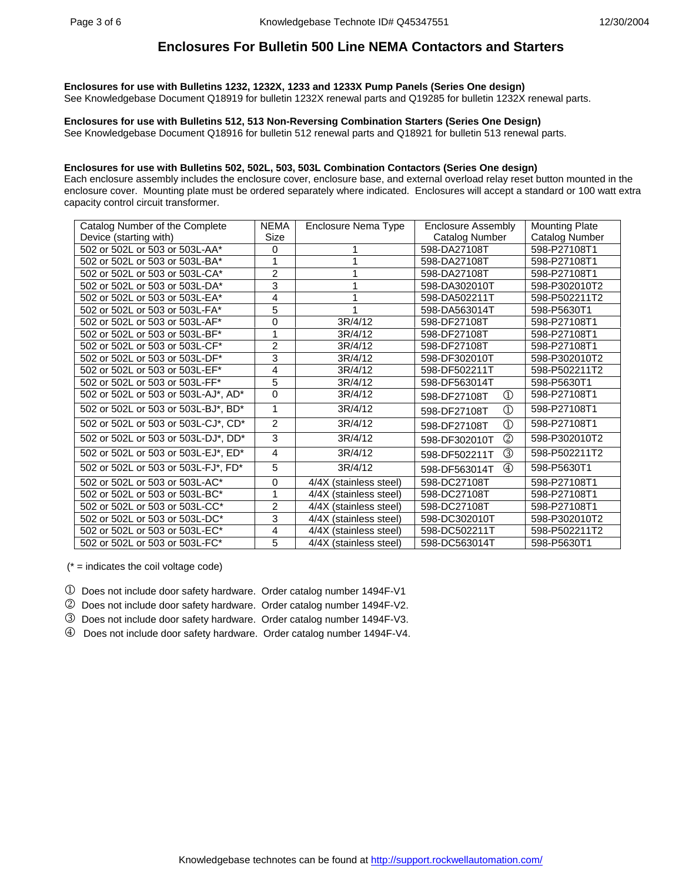# Enclosures For Bulletin 500 Line NEMA Contactors and Starters

**Enclosures for use with Bulletins 1232, 1232X, 1233 and 1233X Pump Panels (Series One design)**
See Knowledgebase Document Q18919 for bulletin 1232X renewal parts and Q19285 for bulletin 1232X renewal parts.

**Enclosures for use with Bulletins 512, 513 Non-Reversing Combination Starters (Series One Design)**
See Knowledgebase Document Q18916 for bulletin 512 renewal parts and Q18921 for bulletin 513 renewal parts.

**Enclosures for use with Bulletins 502, 502L, 503, 503L Combination Contactors (Series One design)**
Each enclosure assembly includes the enclosure cover, enclosure base, and external overload relay reset button mounted in the enclosure cover. Mounting plate must be ordered separately where indicated. Enclosures will accept a standard or 100 watt extra capacity control circuit transformer.

| Catalog Number of the Complete Device (starting with) | NEMA Size | Enclosure Nema Type | Enclosure Assembly Catalog Number | Mounting Plate Catalog Number |
|---|---|---|---|---|
| 502 or 502L or 503 or 503L-AA* | 0 | 1 | 598-DA27108T | 598-P27108T1 |
| 502 or 502L or 503 or 503L-BA* | 1 | 1 | 598-DA27108T | 598-P27108T1 |
| 502 or 502L or 503 or 503L-CA* | 2 | 1 | 598-DA27108T | 598-P27108T1 |
| 502 or 502L or 503 or 503L-DA* | 3 | 1 | 598-DA302010T | 598-P302010T2 |
| 502 or 502L or 503 or 503L-EA* | 4 | 1 | 598-DA502211T | 598-P502211T2 |
| 502 or 502L or 503 or 503L-FA* | 5 | 1 | 598-DA563014T | 598-P5630T1 |
| 502 or 502L or 503 or 503L-AF* | 0 | 3R/4/12 | 598-DF27108T | 598-P27108T1 |
| 502 or 502L or 503 or 503L-BF* | 1 | 3R/4/12 | 598-DF27108T | 598-P27108T1 |
| 502 or 502L or 503 or 503L-CF* | 2 | 3R/4/12 | 598-DF27108T | 598-P27108T1 |
| 502 or 502L or 503 or 503L-DF* | 3 | 3R/4/12 | 598-DF302010T | 598-P302010T2 |
| 502 or 502L or 503 or 503L-EF* | 4 | 3R/4/12 | 598-DF502211T | 598-P502211T2 |
| 502 or 502L or 503 or 503L-FF* | 5 | 3R/4/12 | 598-DF563014T | 598-P5630T1 |
| 502 or 502L or 503 or 503L-AJ*, AD* | 0 | 3R/4/12 | 598-DF27108T ① | 598-P27108T1 |
| 502 or 502L or 503 or 503L-BJ*, BD* | 1 | 3R/4/12 | 598-DF27108T ① | 598-P27108T1 |
| 502 or 502L or 503 or 503L-CJ*, CD* | 2 | 3R/4/12 | 598-DF27108T ① | 598-P27108T1 |
| 502 or 502L or 503 or 503L-DJ*, DD* | 3 | 3R/4/12 | 598-DF302010T ② | 598-P302010T2 |
| 502 or 502L or 503 or 503L-EJ*, ED* | 4 | 3R/4/12 | 598-DF502211T ③ | 598-P502211T2 |
| 502 or 502L or 503 or 503L-FJ*, FD* | 5 | 3R/4/12 | 598-DF563014T ④ | 598-P5630T1 |
| 502 or 502L or 503 or 503L-AC* | 0 | 4/4X (stainless steel) | 598-DC27108T | 598-P27108T1 |
| 502 or 502L or 503 or 503L-BC* | 1 | 4/4X (stainless steel) | 598-DC27108T | 598-P27108T1 |
| 502 or 502L or 503 or 503L-CC* | 2 | 4/4X (stainless steel) | 598-DC27108T | 598-P27108T1 |
| 502 or 502L or 503 or 503L-DC* | 3 | 4/4X (stainless steel) | 598-DC302010T | 598-P302010T2 |
| 502 or 502L or 503 or 503L-EC* | 4 | 4/4X (stainless steel) | 598-DC502211T | 598-P502211T2 |
| 502 or 502L or 503 or 503L-FC* | 5 | 4/4X (stainless steel) | 598-DC563014T | 598-P5630T1 |

(* = indicates the coil voltage code)

① Does not include door safety hardware. Order catalog number 1494F-V1

② Does not include door safety hardware. Order catalog number 1494F-V2.

③ Does not include door safety hardware. Order catalog number 1494F-V3.

④ Does not include door safety hardware. Order catalog number 1494F-V4.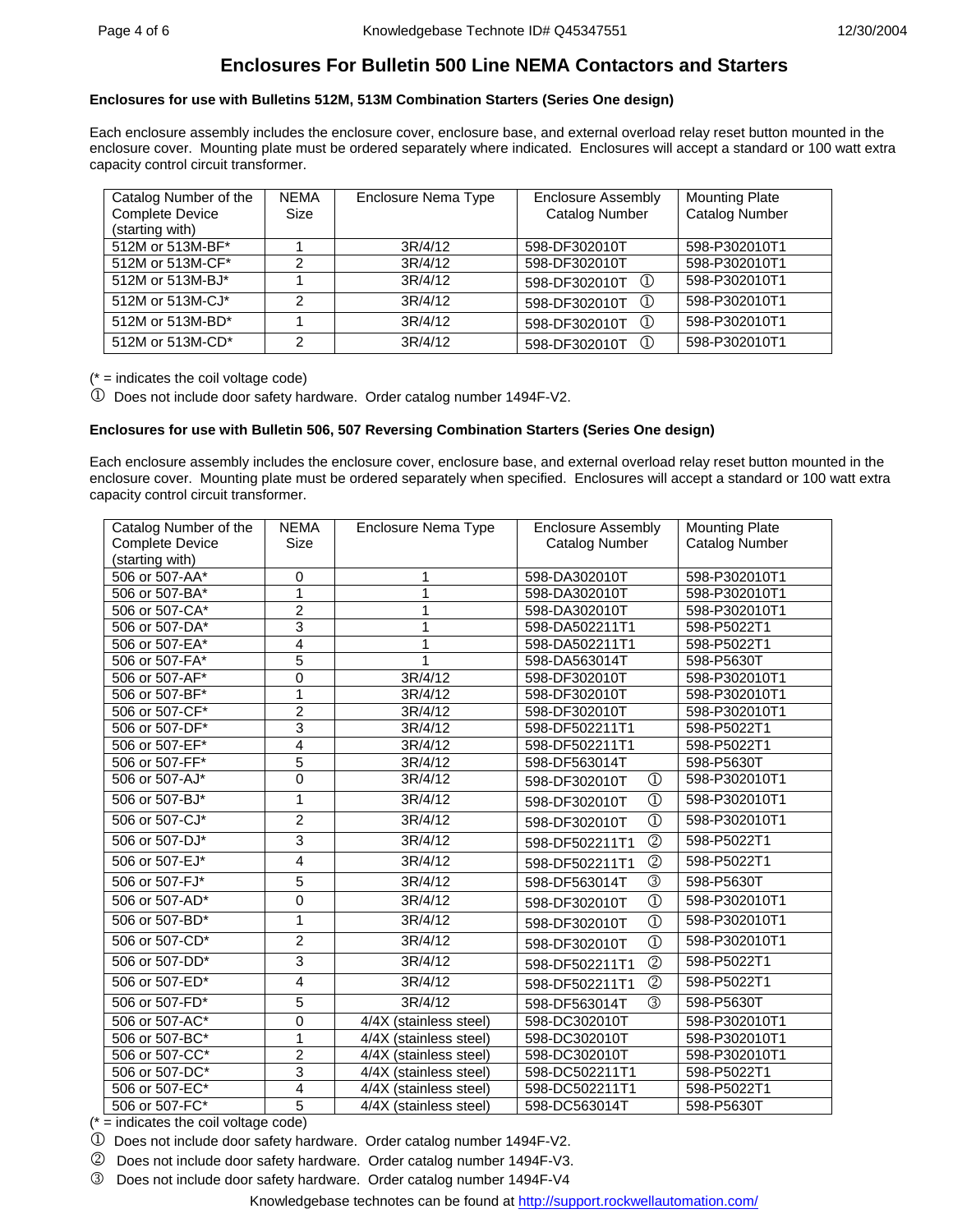# Enclosures For Bulletin 500 Line NEMA Contactors and Starters

**Enclosures for use with Bulletins 512M, 513M Combination Starters (Series One design)**

Each enclosure assembly includes the enclosure cover, enclosure base, and external overload relay reset button mounted in the enclosure cover. Mounting plate must be ordered separately where indicated. Enclosures will accept a standard or 100 watt extra capacity control circuit transformer.

| Catalog Number of the Complete Device (starting with) | NEMA Size | Enclosure Nema Type | Enclosure Assembly Catalog Number | Mounting Plate Catalog Number |
|---|---|---|---|---|
| 512M or 513M-BF* | 1 | 3R/4/12 | 598-DF302010T | 598-P302010T1 |
| 512M or 513M-CF* | 2 | 3R/4/12 | 598-DF302010T | 598-P302010T1 |
| 512M or 513M-BJ* | 1 | 3R/4/12 | 598-DF302010T ① | 598-P302010T1 |
| 512M or 513M-CJ* | 2 | 3R/4/12 | 598-DF302010T ① | 598-P302010T1 |
| 512M or 513M-BD* | 1 | 3R/4/12 | 598-DF302010T ① | 598-P302010T1 |
| 512M or 513M-CD* | 2 | 3R/4/12 | 598-DF302010T ① | 598-P302010T1 |

(* = indicates the coil voltage code)

① Does not include door safety hardware. Order catalog number 1494F-V2.

**Enclosures for use with Bulletin 506, 507 Reversing Combination Starters (Series One design)**

Each enclosure assembly includes the enclosure cover, enclosure base, and external overload relay reset button mounted in the enclosure cover. Mounting plate must be ordered separately when specified. Enclosures will accept a standard or 100 watt extra capacity control circuit transformer.

| Catalog Number of the Complete Device (starting with) | NEMA Size | Enclosure Nema Type | Enclosure Assembly Catalog Number | Mounting Plate Catalog Number |
|---|---|---|---|---|
| 506 or 507-AA* | 0 | 1 | 598-DA302010T | 598-P302010T1 |
| 506 or 507-BA* | 1 | 1 | 598-DA302010T | 598-P302010T1 |
| 506 or 507-CA* | 2 | 1 | 598-DA302010T | 598-P302010T1 |
| 506 or 507-DA* | 3 | 1 | 598-DA502211T1 | 598-P5022T1 |
| 506 or 507-EA* | 4 | 1 | 598-DA502211T1 | 598-P5022T1 |
| 506 or 507-FA* | 5 | 1 | 598-DA563014T | 598-P5630T |
| 506 or 507-AF* | 0 | 3R/4/12 | 598-DF302010T | 598-P302010T1 |
| 506 or 507-BF* | 1 | 3R/4/12 | 598-DF302010T | 598-P302010T1 |
| 506 or 507-CF* | 2 | 3R/4/12 | 598-DF302010T | 598-P302010T1 |
| 506 or 507-DF* | 3 | 3R/4/12 | 598-DF502211T1 | 598-P5022T1 |
| 506 or 507-EF* | 4 | 3R/4/12 | 598-DF502211T1 | 598-P5022T1 |
| 506 or 507-FF* | 5 | 3R/4/12 | 598-DF563014T | 598-P5630T |
| 506 or 507-AJ* | 0 | 3R/4/12 | 598-DF302010T ① | 598-P302010T1 |
| 506 or 507-BJ* | 1 | 3R/4/12 | 598-DF302010T ① | 598-P302010T1 |
| 506 or 507-CJ* | 2 | 3R/4/12 | 598-DF302010T ① | 598-P302010T1 |
| 506 or 507-DJ* | 3 | 3R/4/12 | 598-DF502211T1 ② | 598-P5022T1 |
| 506 or 507-EJ* | 4 | 3R/4/12 | 598-DF502211T1 ② | 598-P5022T1 |
| 506 or 507-FJ* | 5 | 3R/4/12 | 598-DF563014T ③ | 598-P5630T |
| 506 or 507-AD* | 0 | 3R/4/12 | 598-DF302010T ① | 598-P302010T1 |
| 506 or 507-BD* | 1 | 3R/4/12 | 598-DF302010T ① | 598-P302010T1 |
| 506 or 507-CD* | 2 | 3R/4/12 | 598-DF302010T ① | 598-P302010T1 |
| 506 or 507-DD* | 3 | 3R/4/12 | 598-DF502211T1 ② | 598-P5022T1 |
| 506 or 507-ED* | 4 | 3R/4/12 | 598-DF502211T1 ② | 598-P5022T1 |
| 506 or 507-FD* | 5 | 3R/4/12 | 598-DF563014T ③ | 598-P5630T |
| 506 or 507-AC* | 0 | 4/4X (stainless steel) | 598-DC302010T | 598-P302010T1 |
| 506 or 507-BC* | 1 | 4/4X (stainless steel) | 598-DC302010T | 598-P302010T1 |
| 506 or 507-CC* | 2 | 4/4X (stainless steel) | 598-DC302010T | 598-P302010T1 |
| 506 or 507-DC* | 3 | 4/4X (stainless steel) | 598-DC502211T1 | 598-P5022T1 |
| 506 or 507-EC* | 4 | 4/4X (stainless steel) | 598-DC502211T1 | 598-P5022T1 |
| 506 or 507-FC* | 5 | 4/4X (stainless steel) | 598-DC563014T | 598-P5630T |

(* = indicates the coil voltage code)

① Does not include door safety hardware. Order catalog number 1494F-V2.

② Does not include door safety hardware. Order catalog number 1494F-V3.

③ Does not include door safety hardware. Order catalog number 1494F-V4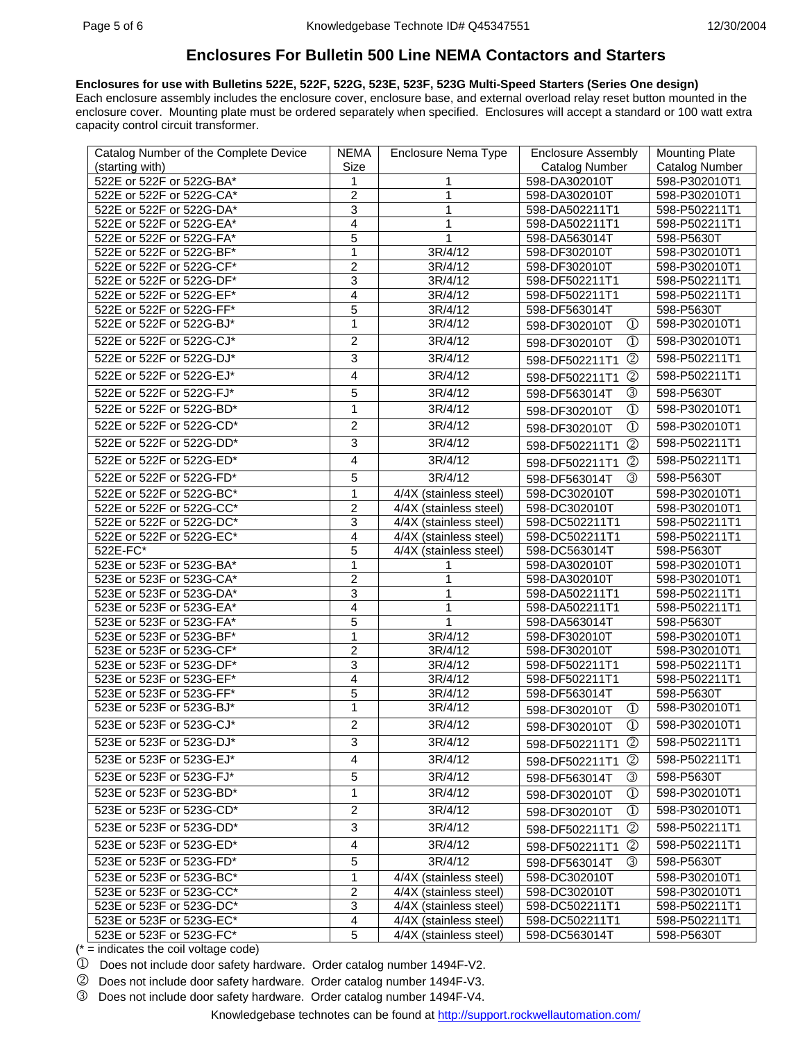# Enclosures For Bulletin 500 Line NEMA Contactors and Starters

**Enclosures for use with Bulletins 522E, 522F, 522G, 523E, 523F, 523G Multi-Speed Starters (Series One design)**
Each enclosure assembly includes the enclosure cover, enclosure base, and external overload relay reset button mounted in the enclosure cover. Mounting plate must be ordered separately when specified. Enclosures will accept a standard or 100 watt extra capacity control circuit transformer.

| Catalog Number of the Complete Device (starting with) | NEMA Size | Enclosure Nema Type | Enclosure Assembly Catalog Number | Mounting Plate Catalog Number |
|---|---|---|---|---|
| 522E or 522F or 522G-BA* | 1 | 1 | 598-DA302010T | 598-P302010T1 |
| 522E or 522F or 522G-CA* | 2 | 1 | 598-DA302010T | 598-P302010T1 |
| 522E or 522F or 522G-DA* | 3 | 1 | 598-DA502211T1 | 598-P502211T1 |
| 522E or 522F or 522G-EA* | 4 | 1 | 598-DA502211T1 | 598-P502211T1 |
| 522E or 522F or 522G-FA* | 5 | 1 | 598-DA563014T | 598-P5630T |
| 522E or 522F or 522G-BF* | 1 | 3R/4/12 | 598-DF302010T | 598-P302010T1 |
| 522E or 522F or 522G-CF* | 2 | 3R/4/12 | 598-DF302010T | 598-P302010T1 |
| 522E or 522F or 522G-DF* | 3 | 3R/4/12 | 598-DF502211T1 | 598-P502211T1 |
| 522E or 522F or 522G-EF* | 4 | 3R/4/12 | 598-DF502211T1 | 598-P502211T1 |
| 522E or 522F or 522G-FF* | 5 | 3R/4/12 | 598-DF563014T | 598-P5630T |
| 522E or 522F or 522G-BJ* | 1 | 3R/4/12 | 598-DF302010T ① | 598-P302010T1 |
| 522E or 522F or 522G-CJ* | 2 | 3R/4/12 | 598-DF302010T ① | 598-P302010T1 |
| 522E or 522F or 522G-DJ* | 3 | 3R/4/12 | 598-DF502211T1 ② | 598-P502211T1 |
| 522E or 522F or 522G-EJ* | 4 | 3R/4/12 | 598-DF502211T1 ② | 598-P502211T1 |
| 522E or 522F or 522G-FJ* | 5 | 3R/4/12 | 598-DF563014T ③ | 598-P5630T |
| 522E or 522F or 522G-BD* | 1 | 3R/4/12 | 598-DF302010T ① | 598-P302010T1 |
| 522E or 522F or 522G-CD* | 2 | 3R/4/12 | 598-DF302010T ① | 598-P302010T1 |
| 522E or 522F or 522G-DD* | 3 | 3R/4/12 | 598-DF502211T1 ② | 598-P502211T1 |
| 522E or 522F or 522G-ED* | 4 | 3R/4/12 | 598-DF502211T1 ② | 598-P502211T1 |
| 522E or 522F or 522G-FD* | 5 | 3R/4/12 | 598-DF563014T ③ | 598-P5630T |
| 522E or 522F or 522G-BC* | 1 | 4/4X (stainless steel) | 598-DC302010T | 598-P302010T1 |
| 522E or 522F or 522G-CC* | 2 | 4/4X (stainless steel) | 598-DC302010T | 598-P302010T1 |
| 522E or 522F or 522G-DC* | 3 | 4/4X (stainless steel) | 598-DC502211T1 | 598-P502211T1 |
| 522E or 522F or 522G-EC* | 4 | 4/4X (stainless steel) | 598-DC502211T1 | 598-P502211T1 |
| 522E-FC* | 5 | 4/4X (stainless steel) | 598-DC563014T | 598-P5630T |
| 523E or 523F or 523G-BA* | 1 | 1 | 598-DA302010T | 598-P302010T1 |
| 523E or 523F or 523G-CA* | 2 | 1 | 598-DA302010T | 598-P302010T1 |
| 523E or 523F or 523G-DA* | 3 | 1 | 598-DA502211T1 | 598-P502211T1 |
| 523E or 523F or 523G-EA* | 4 | 1 | 598-DA502211T1 | 598-P502211T1 |
| 523E or 523F or 523G-FA* | 5 | 1 | 598-DA563014T | 598-P5630T |
| 523E or 523F or 523G-BF* | 1 | 3R/4/12 | 598-DF302010T | 598-P302010T1 |
| 523E or 523F or 523G-CF* | 2 | 3R/4/12 | 598-DF302010T | 598-P302010T1 |
| 523E or 523F or 523G-DF* | 3 | 3R/4/12 | 598-DF502211T1 | 598-P502211T1 |
| 523E or 523F or 523G-EF* | 4 | 3R/4/12 | 598-DF502211T1 | 598-P502211T1 |
| 523E or 523F or 523G-FF* | 5 | 3R/4/12 | 598-DF563014T | 598-P5630T |
| 523E or 523F or 523G-BJ* | 1 | 3R/4/12 | 598-DF302010T ① | 598-P302010T1 |
| 523E or 523F or 523G-CJ* | 2 | 3R/4/12 | 598-DF302010T ① | 598-P302010T1 |
| 523E or 523F or 523G-DJ* | 3 | 3R/4/12 | 598-DF502211T1 ② | 598-P502211T1 |
| 523E or 523F or 523G-EJ* | 4 | 3R/4/12 | 598-DF502211T1 ② | 598-P502211T1 |
| 523E or 523F or 523G-FJ* | 5 | 3R/4/12 | 598-DF563014T ③ | 598-P5630T |
| 523E or 523F or 523G-BD* | 1 | 3R/4/12 | 598-DF302010T ① | 598-P302010T1 |
| 523E or 523F or 523G-CD* | 2 | 3R/4/12 | 598-DF302010T ① | 598-P302010T1 |
| 523E or 523F or 523G-DD* | 3 | 3R/4/12 | 598-DF502211T1 ② | 598-P502211T1 |
| 523E or 523F or 523G-ED* | 4 | 3R/4/12 | 598-DF502211T1 ② | 598-P502211T1 |
| 523E or 523F or 523G-FD* | 5 | 3R/4/12 | 598-DF563014T ③ | 598-P5630T |
| 523E or 523F or 523G-BC* | 1 | 4/4X (stainless steel) | 598-DC302010T | 598-P302010T1 |
| 523E or 523F or 523G-CC* | 2 | 4/4X (stainless steel) | 598-DC302010T | 598-P302010T1 |
| 523E or 523F or 523G-DC* | 3 | 4/4X (stainless steel) | 598-DC502211T1 | 598-P502211T1 |
| 523E or 523F or 523G-EC* | 4 | 4/4X (stainless steel) | 598-DC502211T1 | 598-P502211T1 |
| 523E or 523F or 523G-FC* | 5 | 4/4X (stainless steel) | 598-DC563014T | 598-P5630T |

(* = indicates the coil voltage code)

① Does not include door safety hardware. Order catalog number 1494F-V2.

② Does not include door safety hardware. Order catalog number 1494F-V3.

③ Does not include door safety hardware. Order catalog number 1494F-V4.

Knowledgebase technotes can be found at http://support.rockwellautomation.com/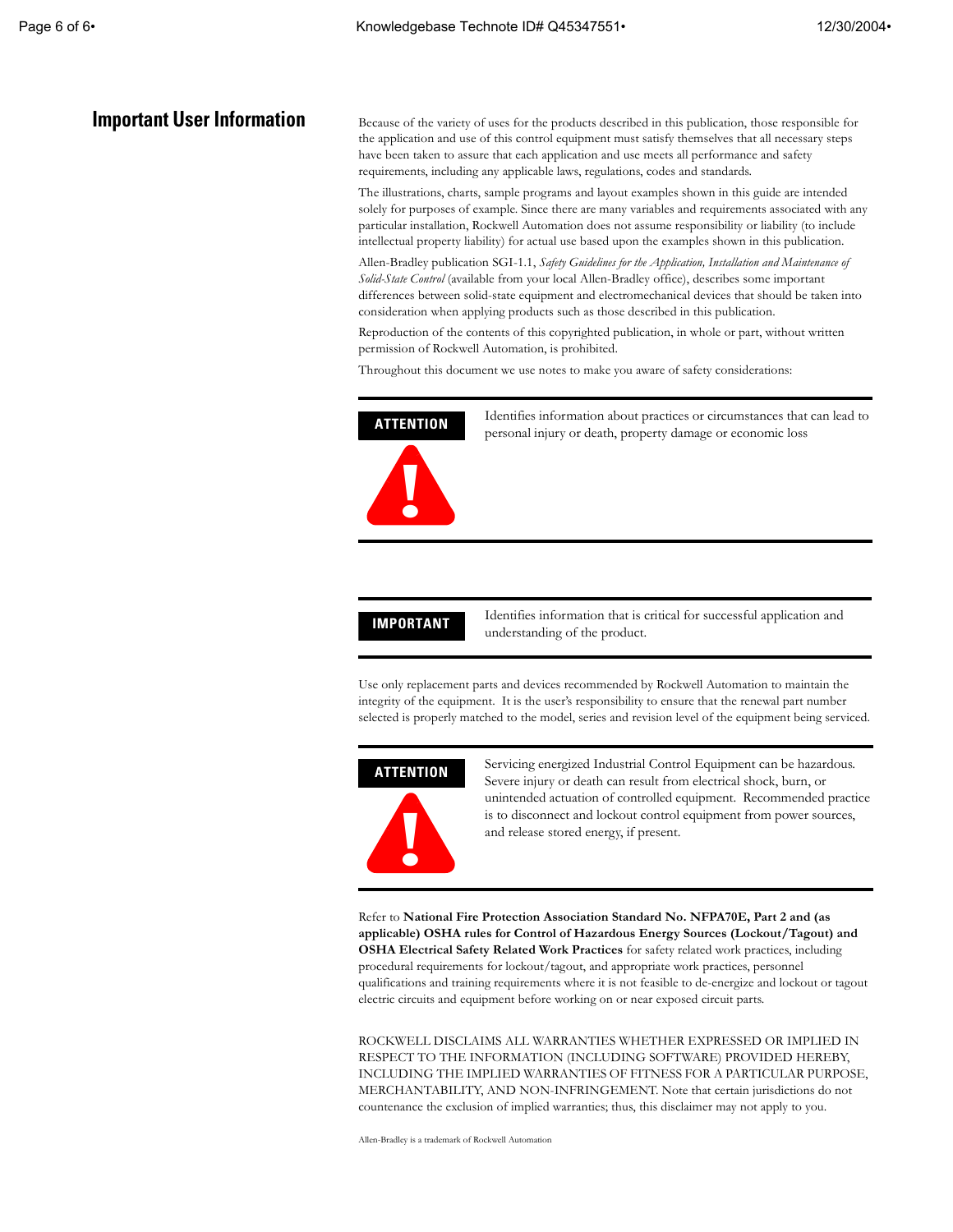## Important User Information

Because of the variety of uses for the products described in this publication, those responsible for the application and use of this control equipment must satisfy themselves that all necessary steps have been taken to assure that each application and use meets all performance and safety requirements, including any applicable laws, regulations, codes and standards.

The illustrations, charts, sample programs and layout examples shown in this guide are intended solely for purposes of example. Since there are many variables and requirements associated with any particular installation, Rockwell Automation does not assume responsibility or liability (to include intellectual property liability) for actual use based upon the examples shown in this publication.

Allen-Bradley publication SGI-1.1, *Safety Guidelines for the Application, Installation and Maintenance of Solid-State Control* (available from your local Allen-Bradley office), describes some important differences between solid-state equipment and electromechanical devices that should be taken into consideration when applying products such as those described in this publication.

Reproduction of the contents of this copyrighted publication, in whole or part, without written permission of Rockwell Automation, is prohibited.

Throughout this document we use notes to make you aware of safety considerations:

**ATTENTION** — Identifies information about practices or circumstances that can lead to personal injury or death, property damage or economic loss

**IMPORTANT** — Identifies information that is critical for successful application and understanding of the product.

Use only replacement parts and devices recommended by Rockwell Automation to maintain the integrity of the equipment. It is the user's responsibility to ensure that the renewal part number selected is properly matched to the model, series and revision level of the equipment being serviced.

**ATTENTION** — Servicing energized Industrial Control Equipment can be hazardous. Severe injury or death can result from electrical shock, burn, or unintended actuation of controlled equipment. Recommended practice is to disconnect and lockout control equipment from power sources, and release stored energy, if present.

Refer to **National Fire Protection Association Standard No. NFPA70E, Part 2 and (as applicable) OSHA rules for Control of Hazardous Energy Sources (Lockout/Tagout) and OSHA Electrical Safety Related Work Practices** for safety related work practices, including procedural requirements for lockout/tagout, and appropriate work practices, personnel qualifications and training requirements where it is not feasible to de-energize and lockout or tagout electric circuits and equipment before working on or near exposed circuit parts.

ROCKWELL DISCLAIMS ALL WARRANTIES WHETHER EXPRESSED OR IMPLIED IN RESPECT TO THE INFORMATION (INCLUDING SOFTWARE) PROVIDED HEREBY, INCLUDING THE IMPLIED WARRANTIES OF FITNESS FOR A PARTICULAR PURPOSE, MERCHANTABILITY, AND NON-INFRINGEMENT. Note that certain jurisdictions do not countenance the exclusion of implied warranties; thus, this disclaimer may not apply to you.

Allen-Bradley is a trademark of Rockwell Automation